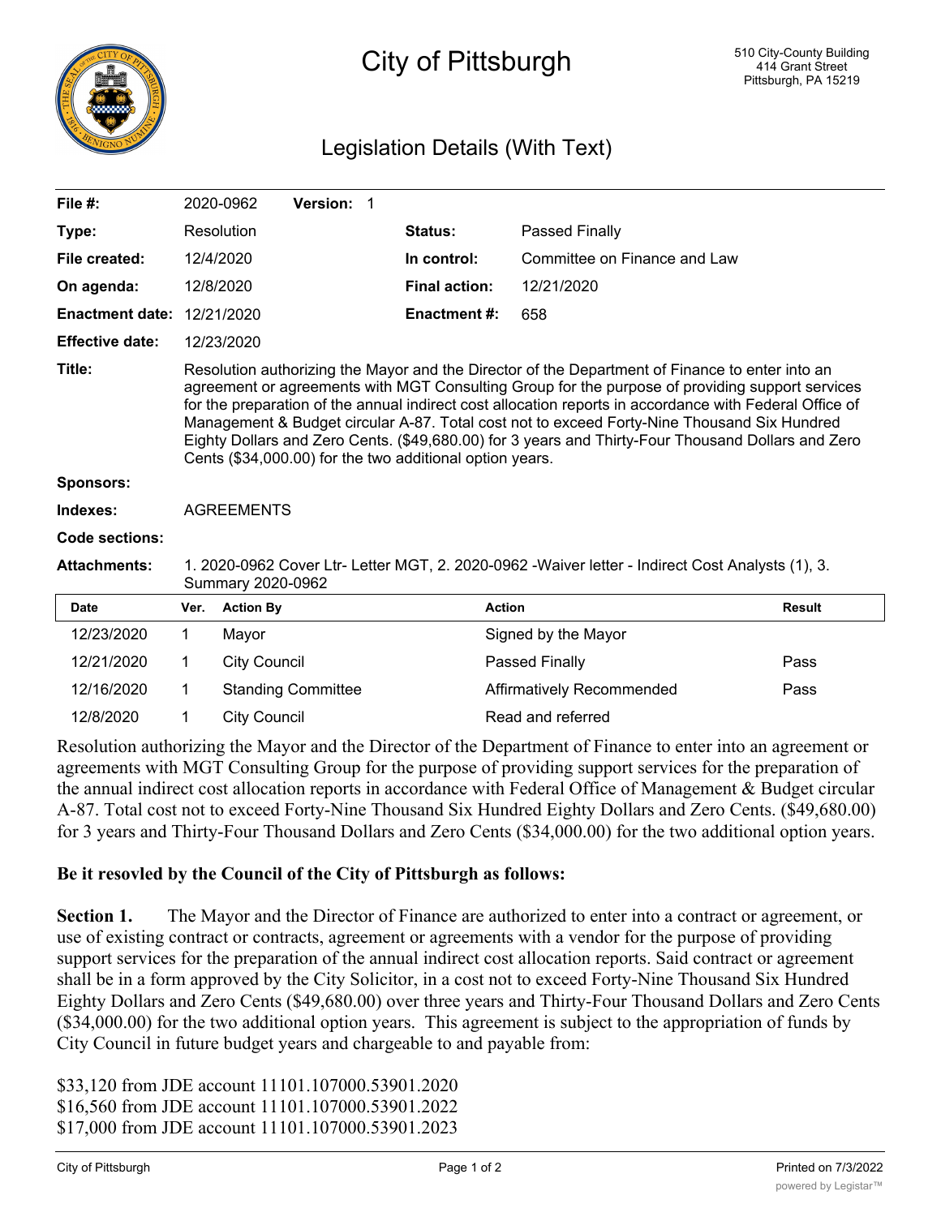# City of Pittsburgh

510 City-County Building
414 Grant Street
Pittsburgh, PA 15219

## Legislation Details (With Text)

| | | | |
|---|---|---|---|
| **File #:** | 2020-0962 **Version:** 1 | | |
| **Type:** | Resolution | **Status:** | Passed Finally |
| **File created:** | 12/4/2020 | **In control:** | Committee on Finance and Law |
| **On agenda:** | 12/8/2020 | **Final action:** | 12/21/2020 |
| **Enactment date:** | 12/21/2020 | **Enactment #:** | 658 |
| **Effective date:** | 12/23/2020 | | |

**Title:** Resolution authorizing the Mayor and the Director of the Department of Finance to enter into an agreement or agreements with MGT Consulting Group for the purpose of providing support services for the preparation of the annual indirect cost allocation reports in accordance with Federal Office of Management & Budget circular A-87. Total cost not to exceed Forty-Nine Thousand Six Hundred Eighty Dollars and Zero Cents. ($49,680.00) for 3 years and Thirty-Four Thousand Dollars and Zero Cents ($34,000.00) for the two additional option years.

**Sponsors:**

**Indexes:** AGREEMENTS

**Code sections:**

**Attachments:** 1. 2020-0962 Cover Ltr- Letter MGT, 2. 2020-0962 -Waiver letter - Indirect Cost Analysts (1), 3. Summary 2020-0962

| Date | Ver. | Action By | Action | Result |
|---|---|---|---|---|
| 12/23/2020 | 1 | Mayor | Signed by the Mayor | |
| 12/21/2020 | 1 | City Council | Passed Finally | Pass |
| 12/16/2020 | 1 | Standing Committee | Affirmatively Recommended | Pass |
| 12/8/2020 | 1 | City Council | Read and referred | |

Resolution authorizing the Mayor and the Director of the Department of Finance to enter into an agreement or agreements with MGT Consulting Group for the purpose of providing support services for the preparation of the annual indirect cost allocation reports in accordance with Federal Office of Management & Budget circular A-87. Total cost not to exceed Forty-Nine Thousand Six Hundred Eighty Dollars and Zero Cents. ($49,680.00) for 3 years and Thirty-Four Thousand Dollars and Zero Cents ($34,000.00) for the two additional option years.

**Be it resovled by the Council of the City of Pittsburgh as follows:**

**Section 1.** The Mayor and the Director of Finance are authorized to enter into a contract or agreement, or use of existing contract or contracts, agreement or agreements with a vendor for the purpose of providing support services for the preparation of the annual indirect cost allocation reports. Said contract or agreement shall be in a form approved by the City Solicitor, in a cost not to exceed Forty-Nine Thousand Six Hundred Eighty Dollars and Zero Cents ($49,680.00) over three years and Thirty-Four Thousand Dollars and Zero Cents ($34,000.00) for the two additional option years. This agreement is subject to the appropriation of funds by City Council in future budget years and chargeable to and payable from:

$33,120 from JDE account 11101.107000.53901.2020
$16,560 from JDE account 11101.107000.53901.2022
$17,000 from JDE account 11101.107000.53901.2023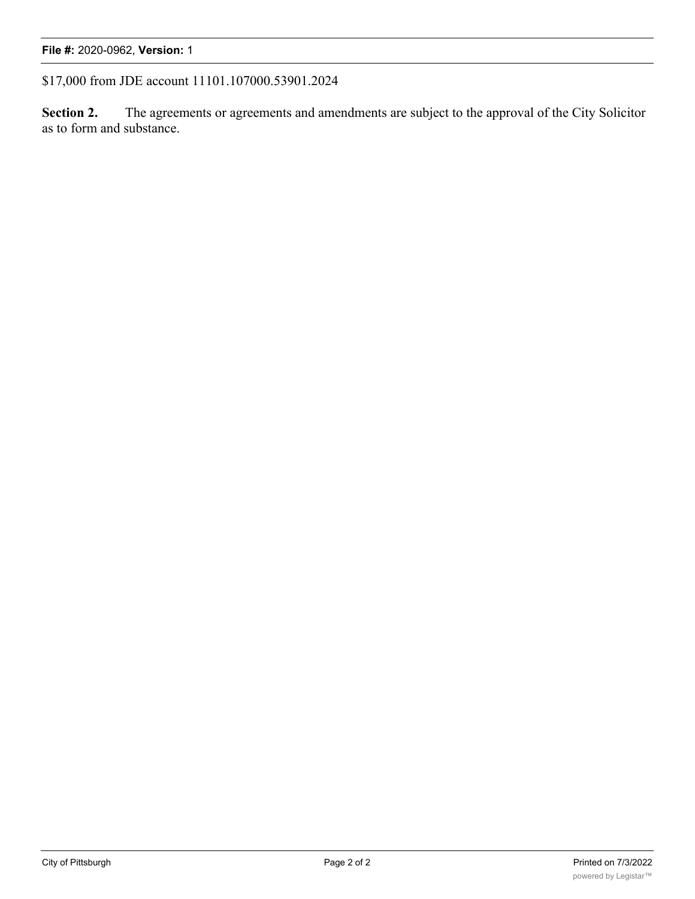$17,000 from JDE account 11101.107000.53901.2024

**Section 2.** The agreements or agreements and amendments are subject to the approval of the City Solicitor as to form and substance.